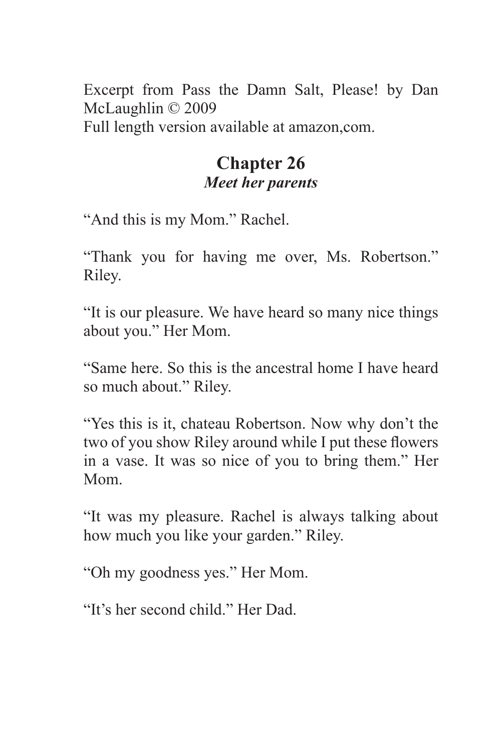Excerpt from Pass the Damn Salt, Please! by Dan McLaughlin © 2009
Full length version available at amazon,com.

# Chapter 26

## *Meet her parents*

"And this is my Mom." Rachel.

"Thank you for having me over, Ms. Robertson." Riley.

"It is our pleasure. We have heard so many nice things about you." Her Mom.

"Same here. So this is the ancestral home I have heard so much about." Riley.

"Yes this is it, chateau Robertson. Now why don't the two of you show Riley around while I put these flowers in a vase. It was so nice of you to bring them." Her Mom.

"It was my pleasure. Rachel is always talking about how much you like your garden." Riley.

"Oh my goodness yes." Her Mom.

"It's her second child." Her Dad.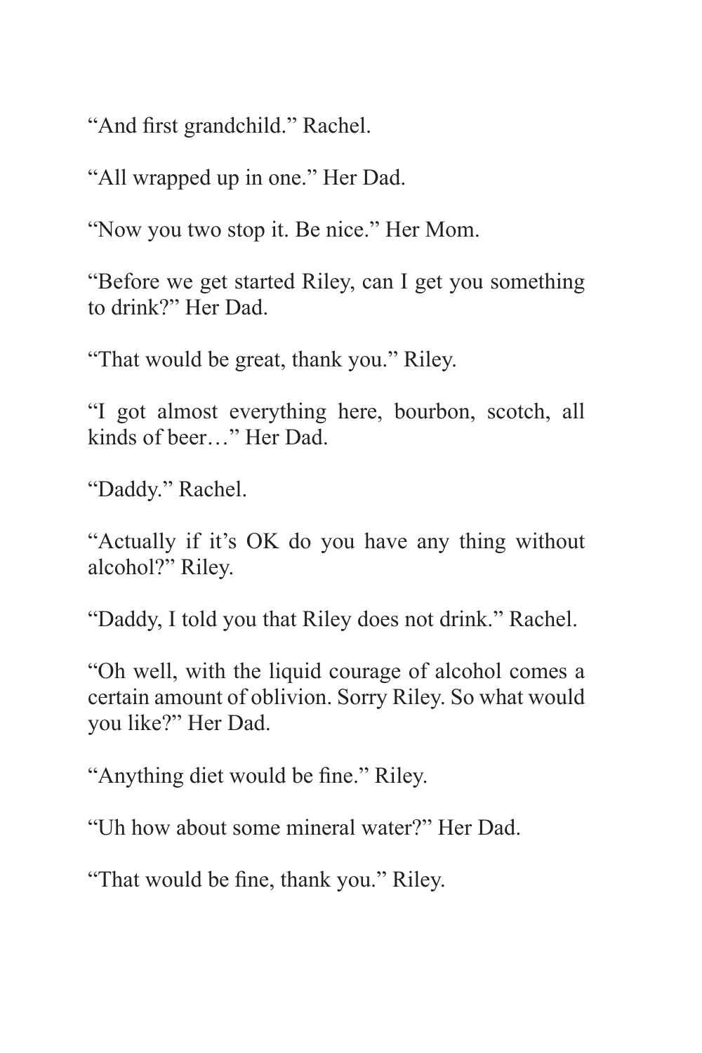"And first grandchild." Rachel.

"All wrapped up in one." Her Dad.

"Now you two stop it. Be nice." Her Mom.

"Before we get started Riley, can I get you something to drink?" Her Dad.

"That would be great, thank you." Riley.

"I got almost everything here, bourbon, scotch, all kinds of beer…" Her Dad.

"Daddy." Rachel.

"Actually if it's OK do you have any thing without alcohol?" Riley.

"Daddy, I told you that Riley does not drink." Rachel.

"Oh well, with the liquid courage of alcohol comes a certain amount of oblivion. Sorry Riley. So what would you like?" Her Dad.

"Anything diet would be fine." Riley.

"Uh how about some mineral water?" Her Dad.

"That would be fine, thank you." Riley.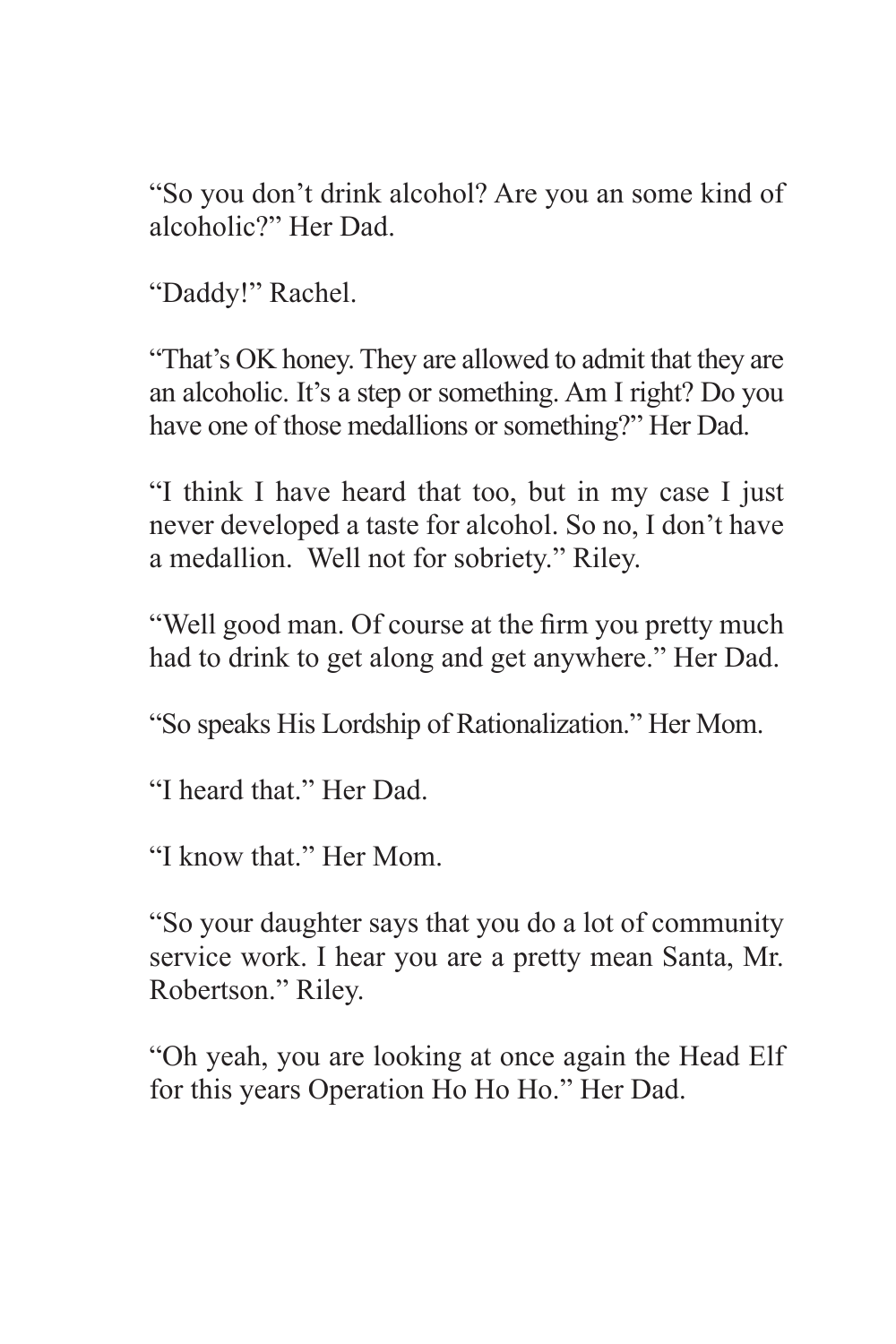"So you don't drink alcohol? Are you an some kind of alcoholic?" Her Dad.

"Daddy!" Rachel.

"That's OK honey. They are allowed to admit that they are an alcoholic. It's a step or something. Am I right? Do you have one of those medallions or something?" Her Dad.

"I think I have heard that too, but in my case I just never developed a taste for alcohol. So no, I don't have a medallion.  Well not for sobriety." Riley.

"Well good man. Of course at the firm you pretty much had to drink to get along and get anywhere." Her Dad.

"So speaks His Lordship of Rationalization." Her Mom.

"I heard that." Her Dad.

"I know that." Her Mom.

"So your daughter says that you do a lot of community service work. I hear you are a pretty mean Santa, Mr. Robertson." Riley.

"Oh yeah, you are looking at once again the Head Elf for this years Operation Ho Ho Ho." Her Dad.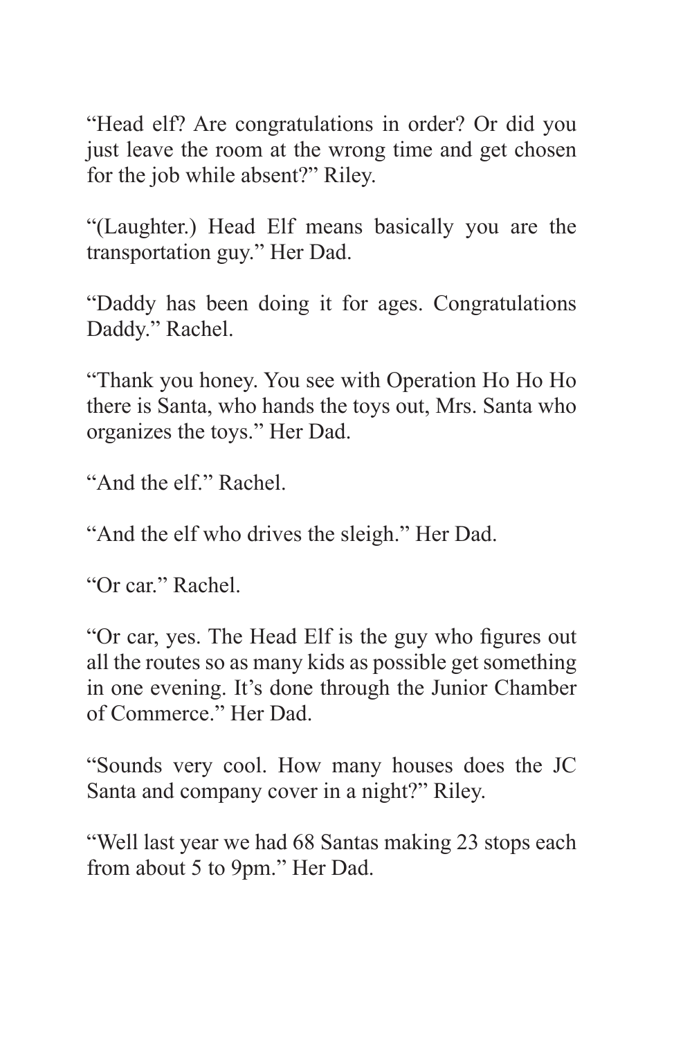“Head elf? Are congratulations in order? Or did you just leave the room at the wrong time and get chosen for the job while absent?” Riley.

“(Laughter.) Head Elf means basically you are the transportation guy.” Her Dad.

“Daddy has been doing it for ages. Congratulations Daddy.” Rachel.

“Thank you honey. You see with Operation Ho Ho Ho there is Santa, who hands the toys out, Mrs. Santa who organizes the toys.” Her Dad.

“And the elf.” Rachel.

“And the elf who drives the sleigh.” Her Dad.

“Or car.” Rachel.

“Or car, yes. The Head Elf is the guy who figures out all the routes so as many kids as possible get something in one evening. It’s done through the Junior Chamber of Commerce.” Her Dad.

“Sounds very cool. How many houses does the JC Santa and company cover in a night?” Riley.

“Well last year we had 68 Santas making 23 stops each from about 5 to 9pm.” Her Dad.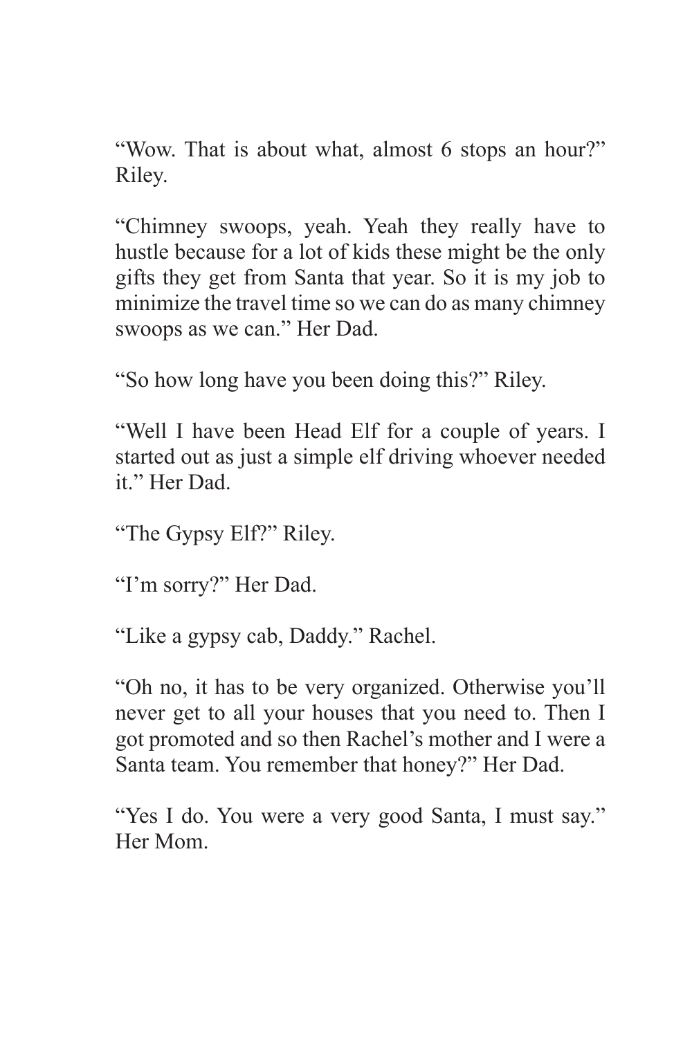“Wow. That is about what, almost 6 stops an hour?” Riley.

“Chimney swoops, yeah. Yeah they really have to hustle because for a lot of kids these might be the only gifts they get from Santa that year. So it is my job to minimize the travel time so we can do as many chimney swoops as we can.” Her Dad.

“So how long have you been doing this?” Riley.

“Well I have been Head Elf for a couple of years. I started out as just a simple elf driving whoever needed it.” Her Dad.

“The Gypsy Elf?” Riley.

“I’m sorry?” Her Dad.

“Like a gypsy cab, Daddy.” Rachel.

“Oh no, it has to be very organized. Otherwise you’ll never get to all your houses that you need to. Then I got promoted and so then Rachel’s mother and I were a Santa team. You remember that honey?” Her Dad.

“Yes I do. You were a very good Santa, I must say.” Her Mom.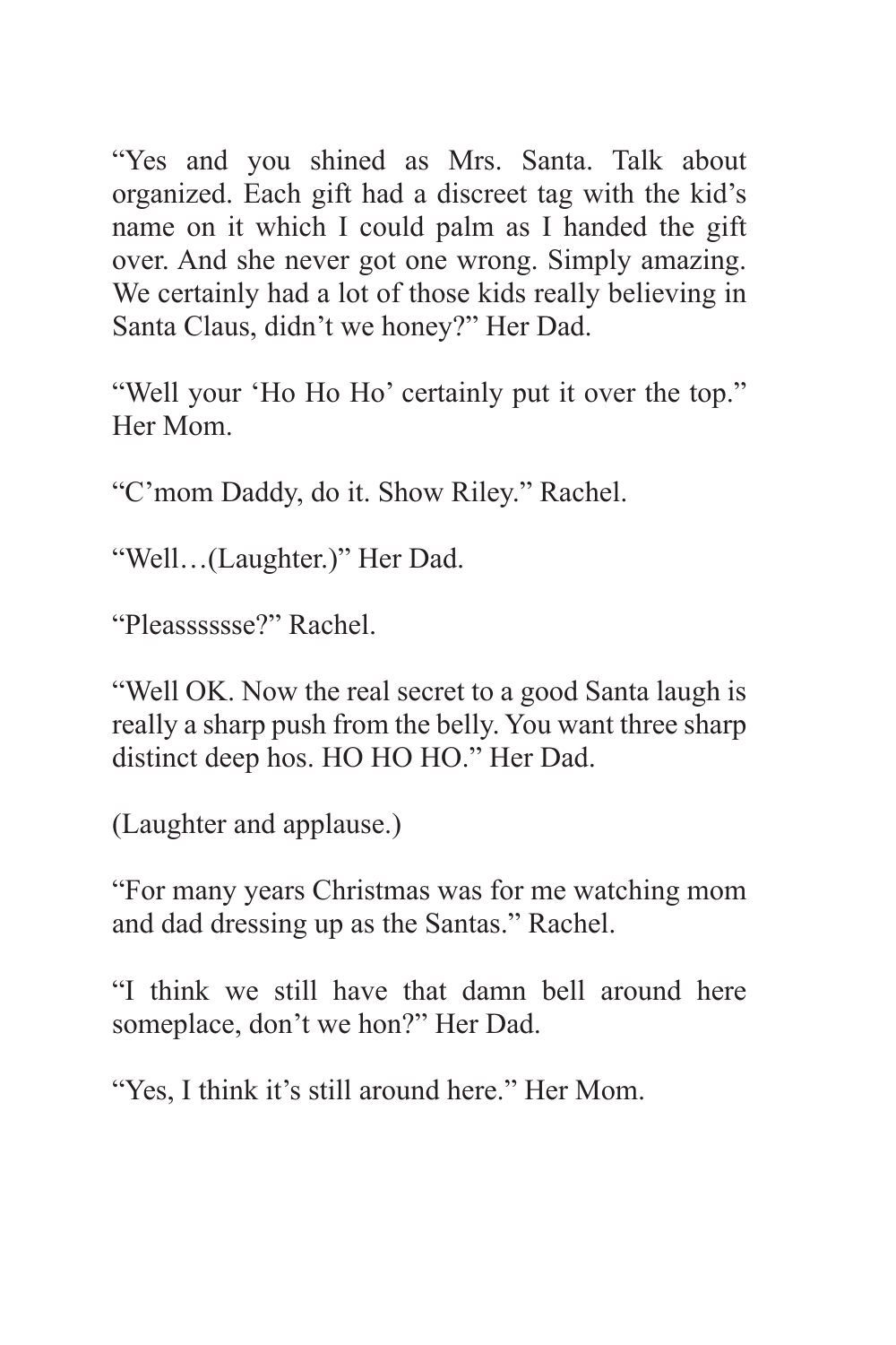"Yes and you shined as Mrs. Santa. Talk about organized. Each gift had a discreet tag with the kid's name on it which I could palm as I handed the gift over. And she never got one wrong. Simply amazing. We certainly had a lot of those kids really believing in Santa Claus, didn't we honey?" Her Dad.

"Well your 'Ho Ho Ho' certainly put it over the top." Her Mom.

"C'mom Daddy, do it. Show Riley." Rachel.

"Well…(Laughter.)" Her Dad.

"Pleasssssse?" Rachel.

"Well OK. Now the real secret to a good Santa laugh is really a sharp push from the belly. You want three sharp distinct deep hos. HO HO HO." Her Dad.

(Laughter and applause.)

"For many years Christmas was for me watching mom and dad dressing up as the Santas." Rachel.

"I think we still have that damn bell around here someplace, don't we hon?" Her Dad.

"Yes, I think it's still around here." Her Mom.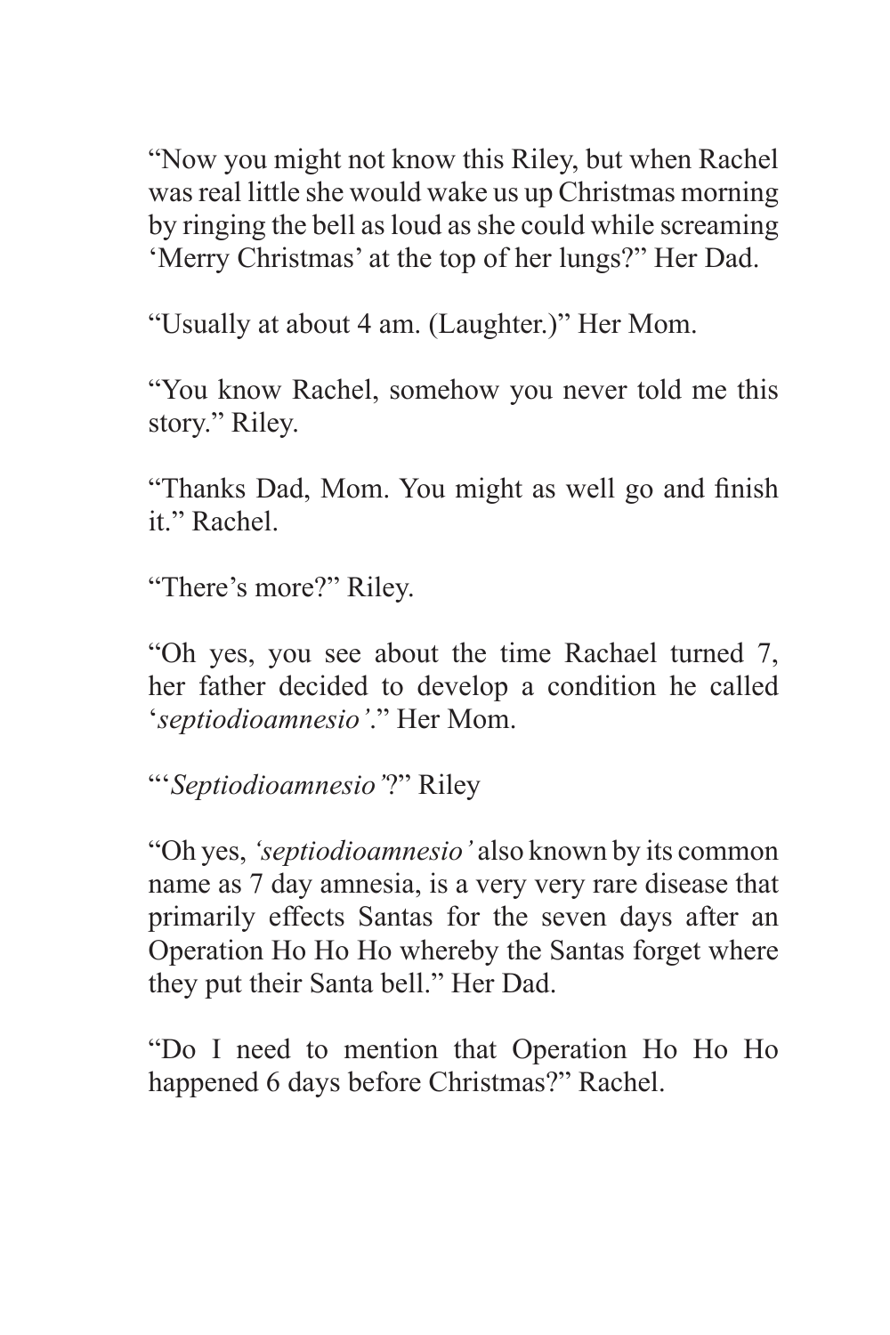“Now you might not know this Riley, but when Rachel was real little she would wake us up Christmas morning by ringing the bell as loud as she could while screaming ‘Merry Christmas’ at the top of her lungs?” Her Dad.

“Usually at about 4 am. (Laughter.)” Her Mom.

“You know Rachel, somehow you never told me this story.” Riley.

“Thanks Dad, Mom. You might as well go and finish it.” Rachel.

“There’s more?” Riley.

“Oh yes, you see about the time Rachael turned 7, her father decided to develop a condition he called ‘*septiodioamnesio’*.” Her Mom.

“‘*Septiodioamnesio’*?” Riley

“Oh yes, *‘septiodioamnesio’* also known by its common name as 7 day amnesia, is a very very rare disease that primarily effects Santas for the seven days after an Operation Ho Ho Ho whereby the Santas forget where they put their Santa bell.” Her Dad.

“Do I need to mention that Operation Ho Ho Ho happened 6 days before Christmas?” Rachel.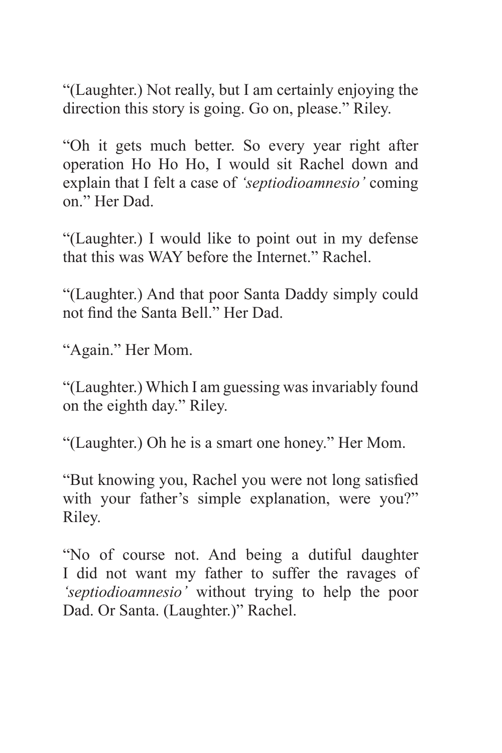"(Laughter.) Not really, but I am certainly enjoying the direction this story is going. Go on, please." Riley.

"Oh it gets much better. So every year right after operation Ho Ho Ho, I would sit Rachel down and explain that I felt a case of *'septiodioamnesio'* coming on." Her Dad.

"(Laughter.) I would like to point out in my defense that this was WAY before the Internet." Rachel.

"(Laughter.) And that poor Santa Daddy simply could not find the Santa Bell." Her Dad.

"Again." Her Mom.

"(Laughter.) Which I am guessing was invariably found on the eighth day." Riley.

"(Laughter.) Oh he is a smart one honey." Her Mom.

"But knowing you, Rachel you were not long satisfied with your father's simple explanation, were you?" Riley.

"No of course not. And being a dutiful daughter I did not want my father to suffer the ravages of *'septiodioamnesio'* without trying to help the poor Dad. Or Santa. (Laughter.)" Rachel.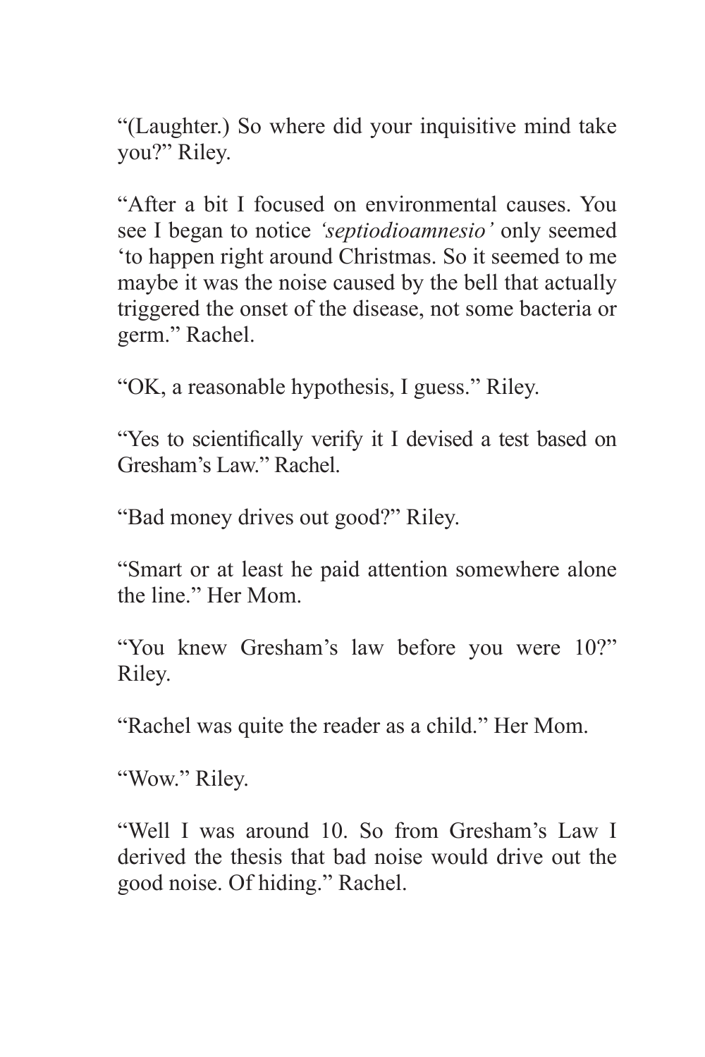"(Laughter.) So where did your inquisitive mind take you?" Riley.

"After a bit I focused on environmental causes. You see I began to notice *'septiodioamnesio'* only seemed 'to happen right around Christmas. So it seemed to me maybe it was the noise caused by the bell that actually triggered the onset of the disease, not some bacteria or germ." Rachel.

"OK, a reasonable hypothesis, I guess." Riley.

"Yes to scientifically verify it I devised a test based on Gresham's Law." Rachel.

"Bad money drives out good?" Riley.

"Smart or at least he paid attention somewhere alone the line." Her Mom.

"You knew Gresham's law before you were 10?" Riley.

"Rachel was quite the reader as a child." Her Mom.

"Wow." Riley.

"Well I was around 10. So from Gresham's Law I derived the thesis that bad noise would drive out the good noise. Of hiding." Rachel.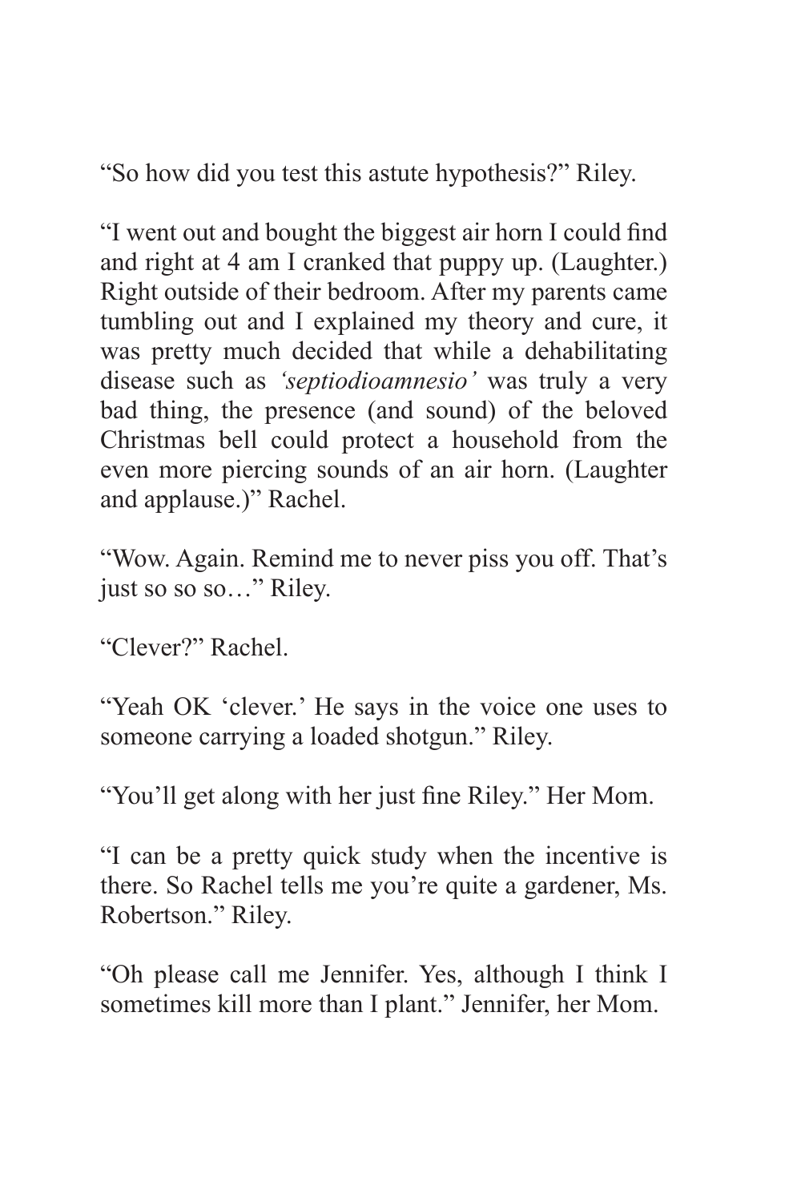“So how did you test this astute hypothesis?” Riley.

“I went out and bought the biggest air horn I could find and right at 4 am I cranked that puppy up. (Laughter.) Right outside of their bedroom. After my parents came tumbling out and I explained my theory and cure, it was pretty much decided that while a dehabilitating disease such as *‘septiodioamnesio’* was truly a very bad thing, the presence (and sound) of the beloved Christmas bell could protect a household from the even more piercing sounds of an air horn. (Laughter and applause.)” Rachel.

“Wow. Again. Remind me to never piss you off. That’s just so so so…” Riley.

“Clever?” Rachel.

“Yeah OK ‘clever.’ He says in the voice one uses to someone carrying a loaded shotgun.” Riley.

“You’ll get along with her just fine Riley.” Her Mom.

“I can be a pretty quick study when the incentive is there. So Rachel tells me you’re quite a gardener, Ms. Robertson.” Riley.

“Oh please call me Jennifer. Yes, although I think I sometimes kill more than I plant.” Jennifer, her Mom.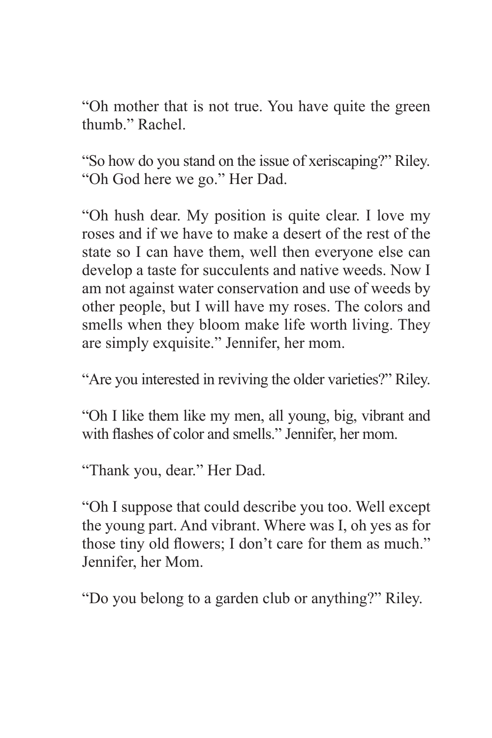"Oh mother that is not true. You have quite the green thumb." Rachel.

"So how do you stand on the issue of xeriscaping?" Riley.
"Oh God here we go." Her Dad.

"Oh hush dear. My position is quite clear. I love my roses and if we have to make a desert of the rest of the state so I can have them, well then everyone else can develop a taste for succulents and native weeds. Now I am not against water conservation and use of weeds by other people, but I will have my roses. The colors and smells when they bloom make life worth living. They are simply exquisite." Jennifer, her mom.

"Are you interested in reviving the older varieties?" Riley.

"Oh I like them like my men, all young, big, vibrant and with flashes of color and smells." Jennifer, her mom.

"Thank you, dear." Her Dad.

"Oh I suppose that could describe you too. Well except the young part. And vibrant. Where was I, oh yes as for those tiny old flowers; I don't care for them as much." Jennifer, her Mom.

"Do you belong to a garden club or anything?" Riley.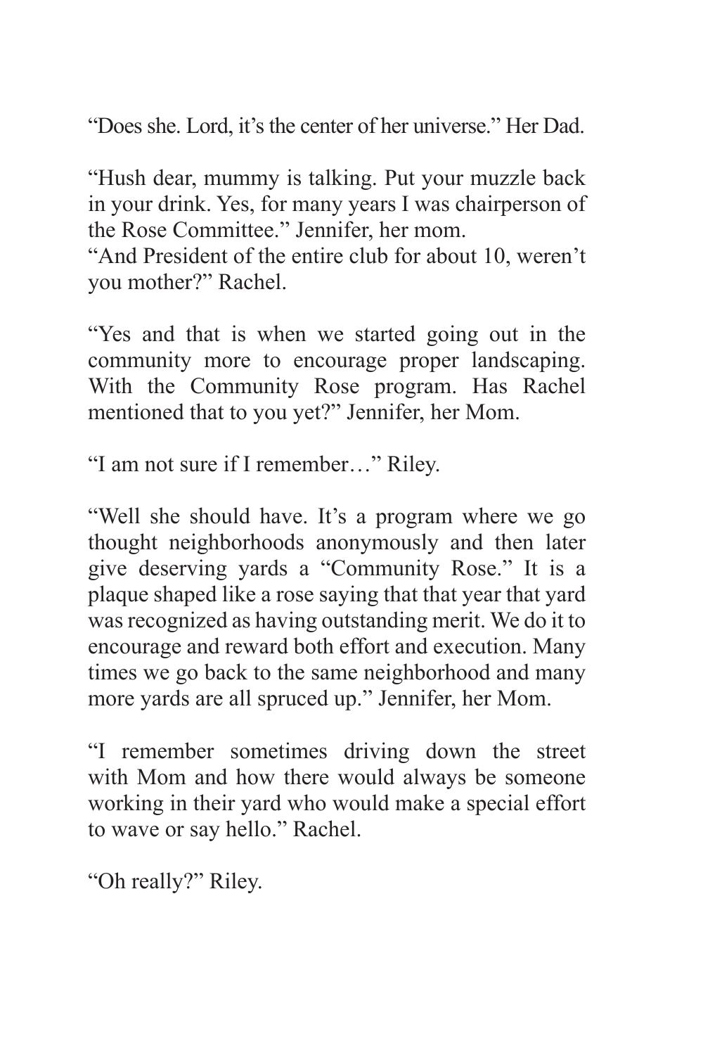"Does she. Lord, it's the center of her universe." Her Dad.

"Hush dear, mummy is talking. Put your muzzle back in your drink. Yes, for many years I was chairperson of the Rose Committee." Jennifer, her mom.
"And President of the entire club for about 10, weren't you mother?" Rachel.

"Yes and that is when we started going out in the community more to encourage proper landscaping. With the Community Rose program. Has Rachel mentioned that to you yet?" Jennifer, her Mom.

"I am not sure if I remember…" Riley.

"Well she should have. It's a program where we go thought neighborhoods anonymously and then later give deserving yards a "Community Rose." It is a plaque shaped like a rose saying that that year that yard was recognized as having outstanding merit. We do it to encourage and reward both effort and execution. Many times we go back to the same neighborhood and many more yards are all spruced up." Jennifer, her Mom.

"I remember sometimes driving down the street with Mom and how there would always be someone working in their yard who would make a special effort to wave or say hello." Rachel.

"Oh really?" Riley.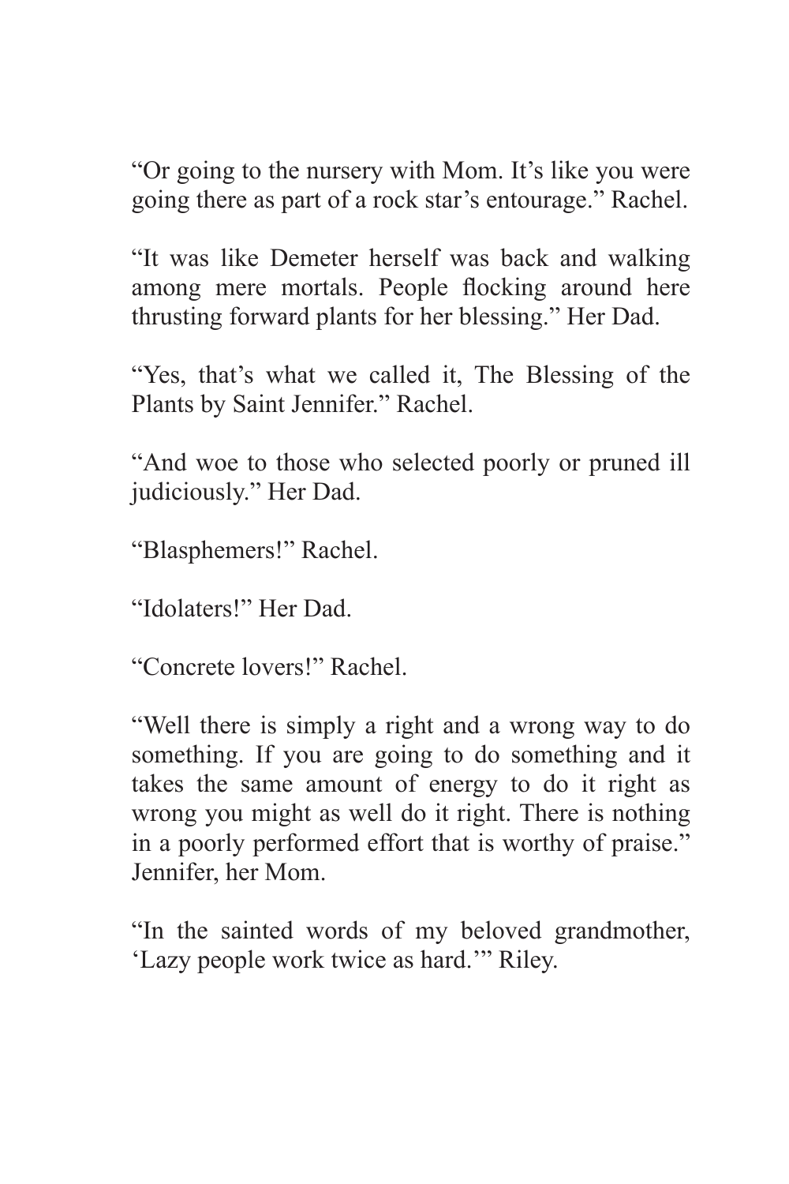"Or going to the nursery with Mom. It's like you were going there as part of a rock star's entourage." Rachel.

"It was like Demeter herself was back and walking among mere mortals. People flocking around here thrusting forward plants for her blessing." Her Dad.

"Yes, that's what we called it, The Blessing of the Plants by Saint Jennifer." Rachel.

"And woe to those who selected poorly or pruned ill judiciously." Her Dad.

"Blasphemers!" Rachel.

"Idolaters!" Her Dad.

"Concrete lovers!" Rachel.

"Well there is simply a right and a wrong way to do something. If you are going to do something and it takes the same amount of energy to do it right as wrong you might as well do it right. There is nothing in a poorly performed effort that is worthy of praise." Jennifer, her Mom.

"In the sainted words of my beloved grandmother, 'Lazy people work twice as hard.'" Riley.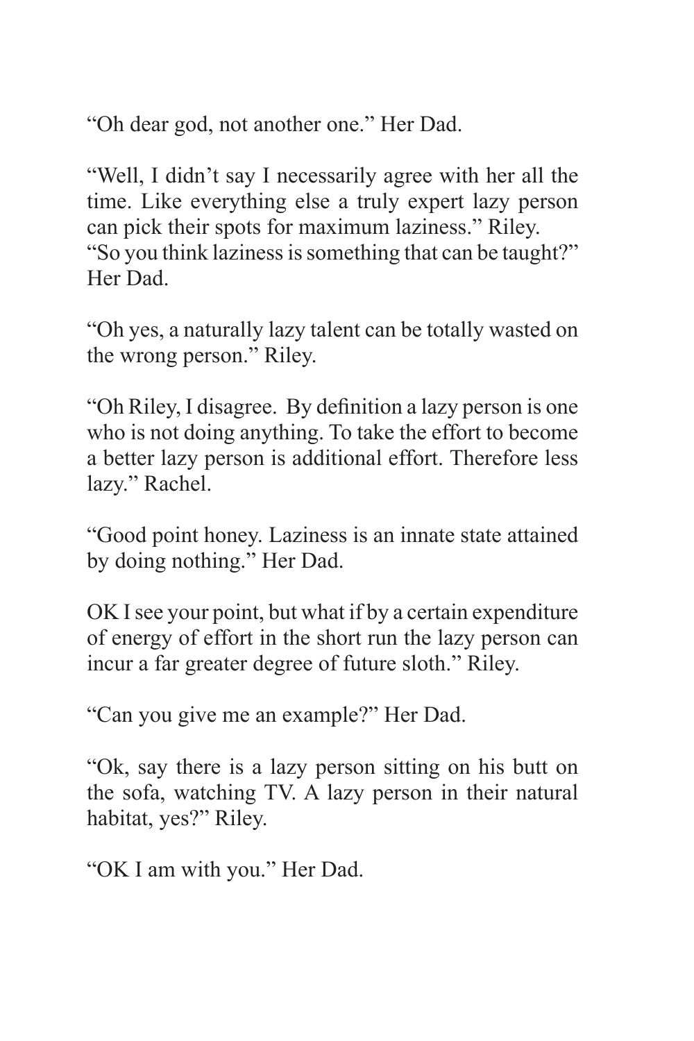"Oh dear god, not another one." Her Dad.

"Well, I didn't say I necessarily agree with her all the time. Like everything else a truly expert lazy person can pick their spots for maximum laziness." Riley.
"So you think laziness is something that can be taught?" Her Dad.

"Oh yes, a naturally lazy talent can be totally wasted on the wrong person." Riley.

"Oh Riley, I disagree. By definition a lazy person is one who is not doing anything. To take the effort to become a better lazy person is additional effort. Therefore less lazy." Rachel.

"Good point honey. Laziness is an innate state attained by doing nothing." Her Dad.

OK I see your point, but what if by a certain expenditure of energy of effort in the short run the lazy person can incur a far greater degree of future sloth." Riley.

"Can you give me an example?" Her Dad.

"Ok, say there is a lazy person sitting on his butt on the sofa, watching TV. A lazy person in their natural habitat, yes?" Riley.

"OK I am with you." Her Dad.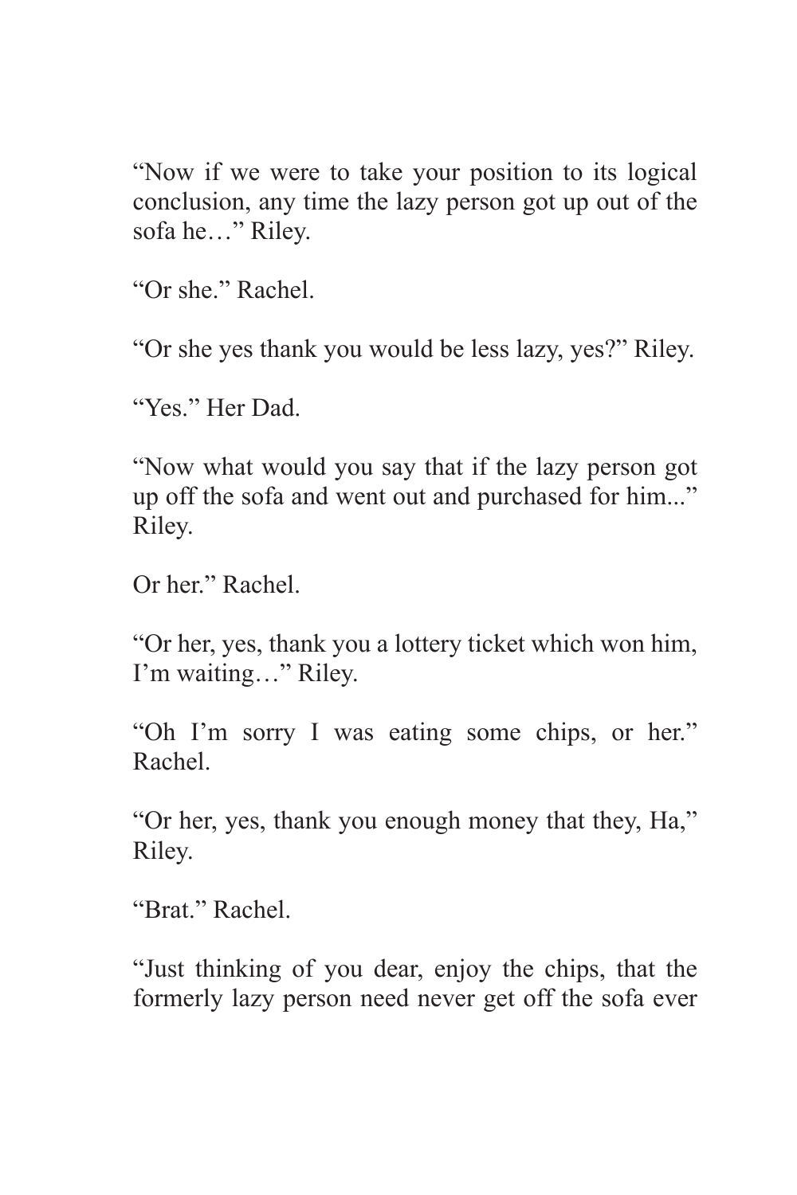"Now if we were to take your position to its logical conclusion, any time the lazy person got up out of the sofa he…" Riley.

"Or she." Rachel.

"Or she yes thank you would be less lazy, yes?" Riley.

"Yes." Her Dad.

"Now what would you say that if the lazy person got up off the sofa and went out and purchased for him..." Riley.

Or her." Rachel.

"Or her, yes, thank you a lottery ticket which won him, I'm waiting…" Riley.

"Oh I'm sorry I was eating some chips, or her." Rachel.

"Or her, yes, thank you enough money that they, Ha," Riley.

"Brat." Rachel.

"Just thinking of you dear, enjoy the chips, that the formerly lazy person need never get off the sofa ever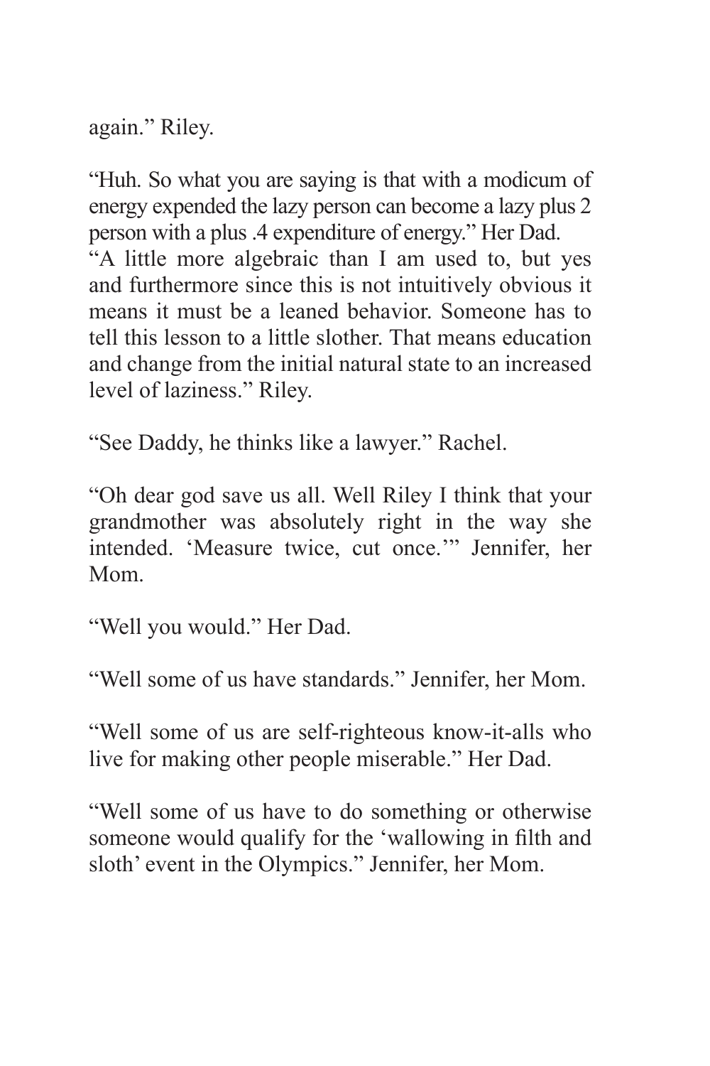again." Riley.

"Huh. So what you are saying is that with a modicum of energy expended the lazy person can become a lazy plus 2 person with a plus .4 expenditure of energy." Her Dad.
"A little more algebraic than I am used to, but yes and furthermore since this is not intuitively obvious it means it must be a leaned behavior. Someone has to tell this lesson to a little slother. That means education and change from the initial natural state to an increased level of laziness." Riley.

"See Daddy, he thinks like a lawyer." Rachel.

"Oh dear god save us all. Well Riley I think that your grandmother was absolutely right in the way she intended. 'Measure twice, cut once.'" Jennifer, her Mom.

"Well you would." Her Dad.

"Well some of us have standards." Jennifer, her Mom.

"Well some of us are self-righteous know-it-alls who live for making other people miserable." Her Dad.

"Well some of us have to do something or otherwise someone would qualify for the 'wallowing in filth and sloth' event in the Olympics." Jennifer, her Mom.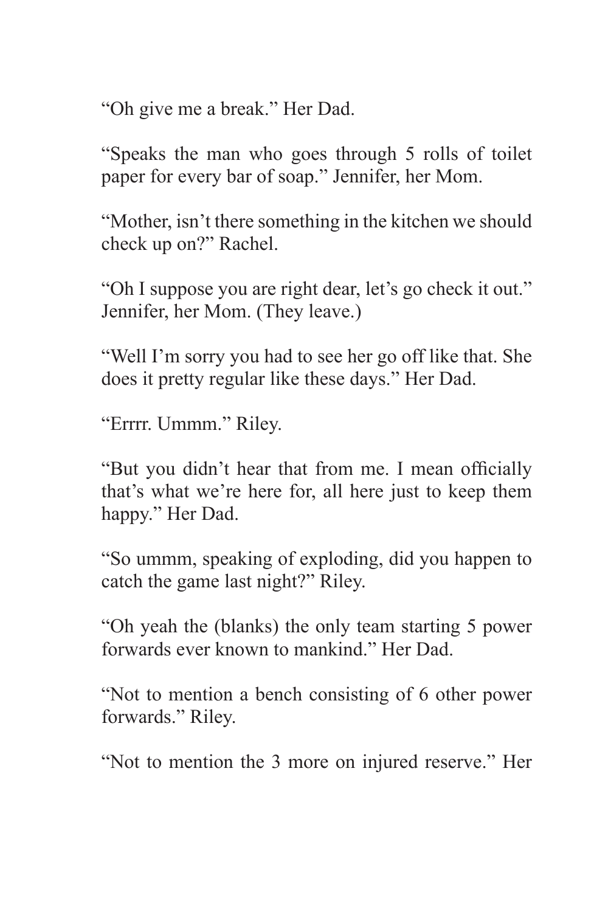“Oh give me a break.” Her Dad.

“Speaks the man who goes through 5 rolls of toilet paper for every bar of soap.” Jennifer, her Mom.

“Mother, isn’t there something in the kitchen we should check up on?” Rachel.

“Oh I suppose you are right dear, let’s go check it out.” Jennifer, her Mom. (They leave.)

“Well I’m sorry you had to see her go off like that. She does it pretty regular like these days.” Her Dad.

“Errrr. Ummm.” Riley.

“But you didn’t hear that from me. I mean officially that’s what we’re here for, all here just to keep them happy.” Her Dad.

“So ummm, speaking of exploding, did you happen to catch the game last night?” Riley.

“Oh yeah the (blanks) the only team starting 5 power forwards ever known to mankind.” Her Dad.

“Not to mention a bench consisting of 6 other power forwards.” Riley.

“Not to mention the 3 more on injured reserve.” Her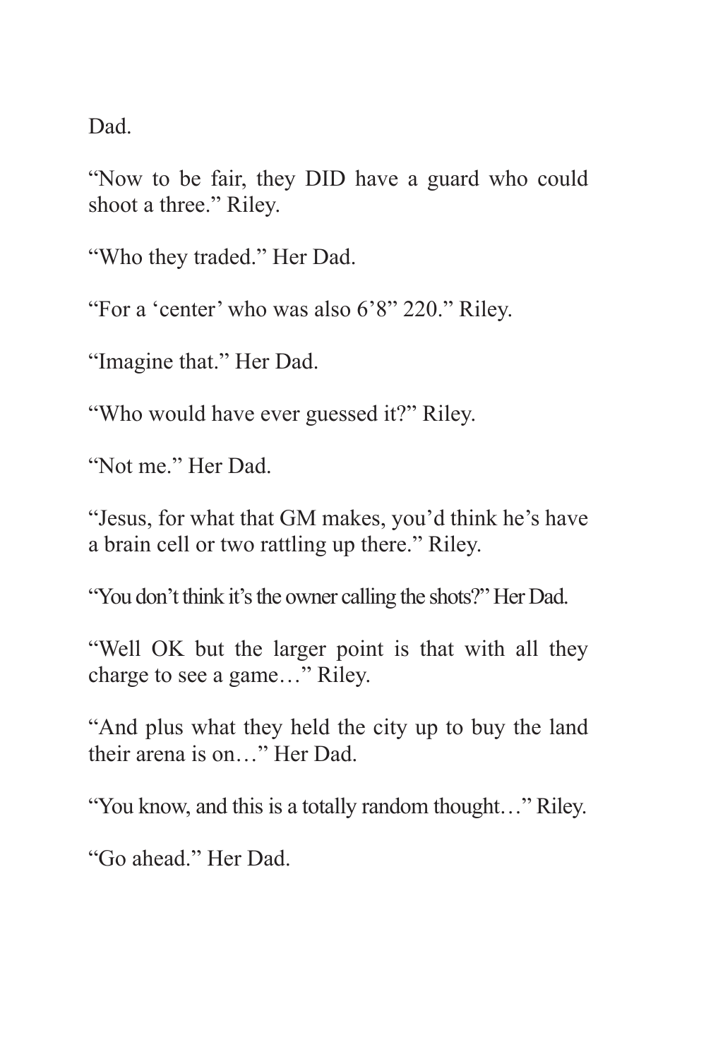Dad.

“Now to be fair, they DID have a guard who could shoot a three.” Riley.

“Who they traded.” Her Dad.

“For a ‘center’ who was also 6’8” 220.” Riley.

“Imagine that.” Her Dad.

“Who would have ever guessed it?” Riley.

“Not me.” Her Dad.

“Jesus, for what that GM makes, you’d think he’s have a brain cell or two rattling up there.” Riley.

“You don’t think it’s the owner calling the shots?” Her Dad.

“Well OK but the larger point is that with all they charge to see a game…” Riley.

“And plus what they held the city up to buy the land their arena is on…” Her Dad.

“You know, and this is a totally random thought…” Riley.

“Go ahead.” Her Dad.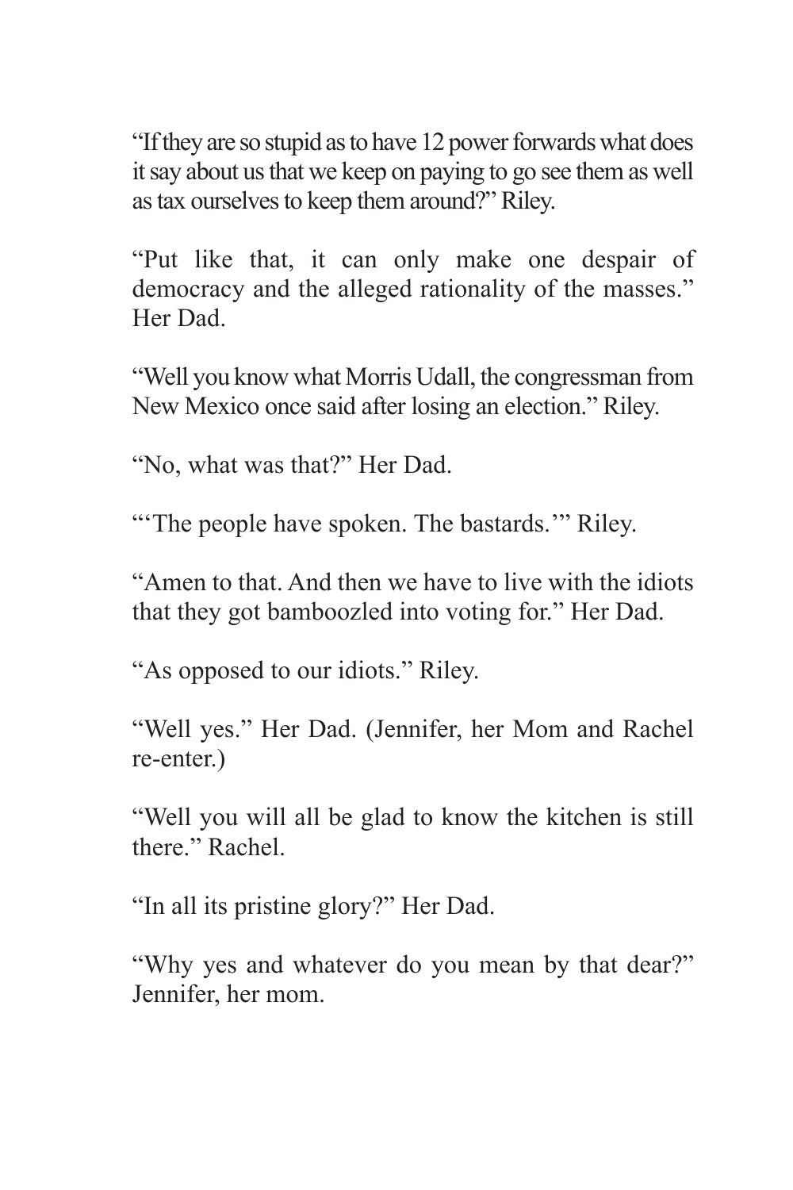"If they are so stupid as to have 12 power forwards what does it say about us that we keep on paying to go see them as well as tax ourselves to keep them around?" Riley.

"Put like that, it can only make one despair of democracy and the alleged rationality of the masses." Her Dad.

"Well you know what Morris Udall, the congressman from New Mexico once said after losing an election." Riley.

"No, what was that?" Her Dad.

"'The people have spoken. The bastards.'" Riley.

"Amen to that. And then we have to live with the idiots that they got bamboozled into voting for." Her Dad.

"As opposed to our idiots." Riley.

"Well yes." Her Dad. (Jennifer, her Mom and Rachel re-enter.)

"Well you will all be glad to know the kitchen is still there." Rachel.

"In all its pristine glory?" Her Dad.

"Why yes and whatever do you mean by that dear?" Jennifer, her mom.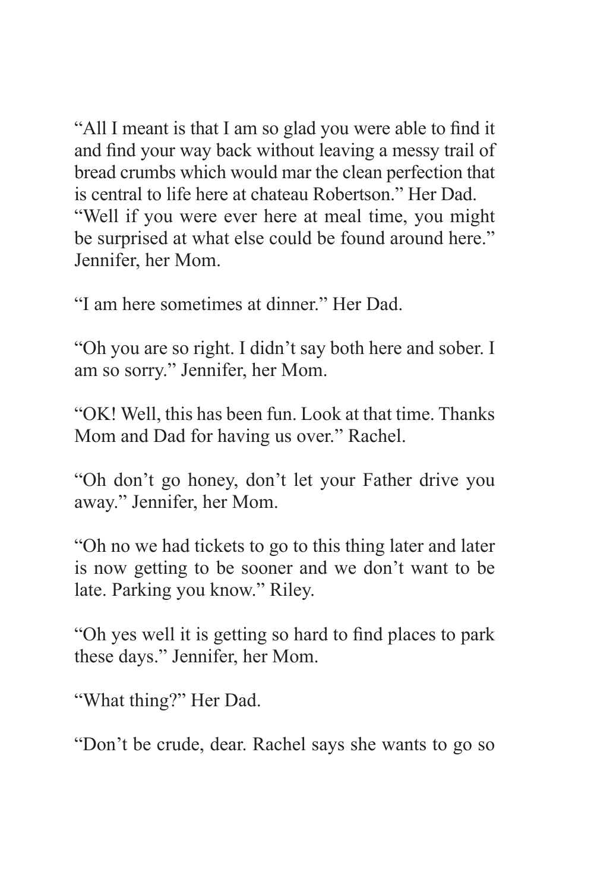"All I meant is that I am so glad you were able to find it and find your way back without leaving a messy trail of bread crumbs which would mar the clean perfection that is central to life here at chateau Robertson." Her Dad.
"Well if you were ever here at meal time, you might be surprised at what else could be found around here." Jennifer, her Mom.

"I am here sometimes at dinner." Her Dad.

"Oh you are so right. I didn't say both here and sober. I am so sorry." Jennifer, her Mom.

"OK! Well, this has been fun. Look at that time. Thanks Mom and Dad for having us over." Rachel.

"Oh don't go honey, don't let your Father drive you away." Jennifer, her Mom.

"Oh no we had tickets to go to this thing later and later is now getting to be sooner and we don't want to be late. Parking you know." Riley.

"Oh yes well it is getting so hard to find places to park these days." Jennifer, her Mom.

"What thing?" Her Dad.

"Don't be crude, dear. Rachel says she wants to go so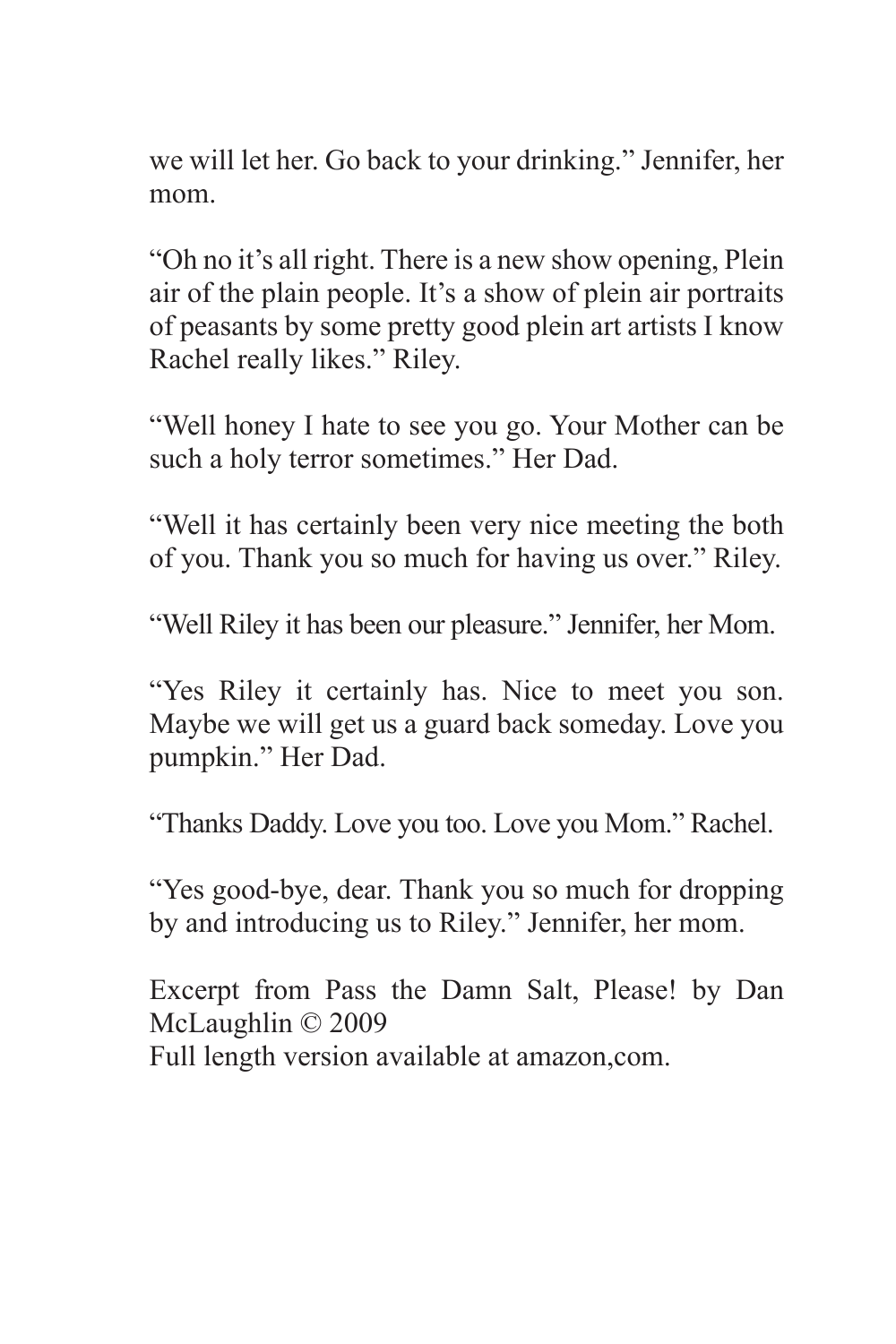we will let her. Go back to your drinking." Jennifer, her mom.

"Oh no it's all right. There is a new show opening, Plein air of the plain people. It's a show of plein air portraits of peasants by some pretty good plein art artists I know Rachel really likes." Riley.

"Well honey I hate to see you go. Your Mother can be such a holy terror sometimes." Her Dad.

"Well it has certainly been very nice meeting the both of you. Thank you so much for having us over." Riley.

"Well Riley it has been our pleasure." Jennifer, her Mom.

"Yes Riley it certainly has. Nice to meet you son. Maybe we will get us a guard back someday. Love you pumpkin." Her Dad.

"Thanks Daddy. Love you too. Love you Mom." Rachel.

"Yes good-bye, dear. Thank you so much for dropping by and introducing us to Riley." Jennifer, her mom.

Excerpt from Pass the Damn Salt, Please! by Dan McLaughlin © 2009
Full length version available at amazon,com.